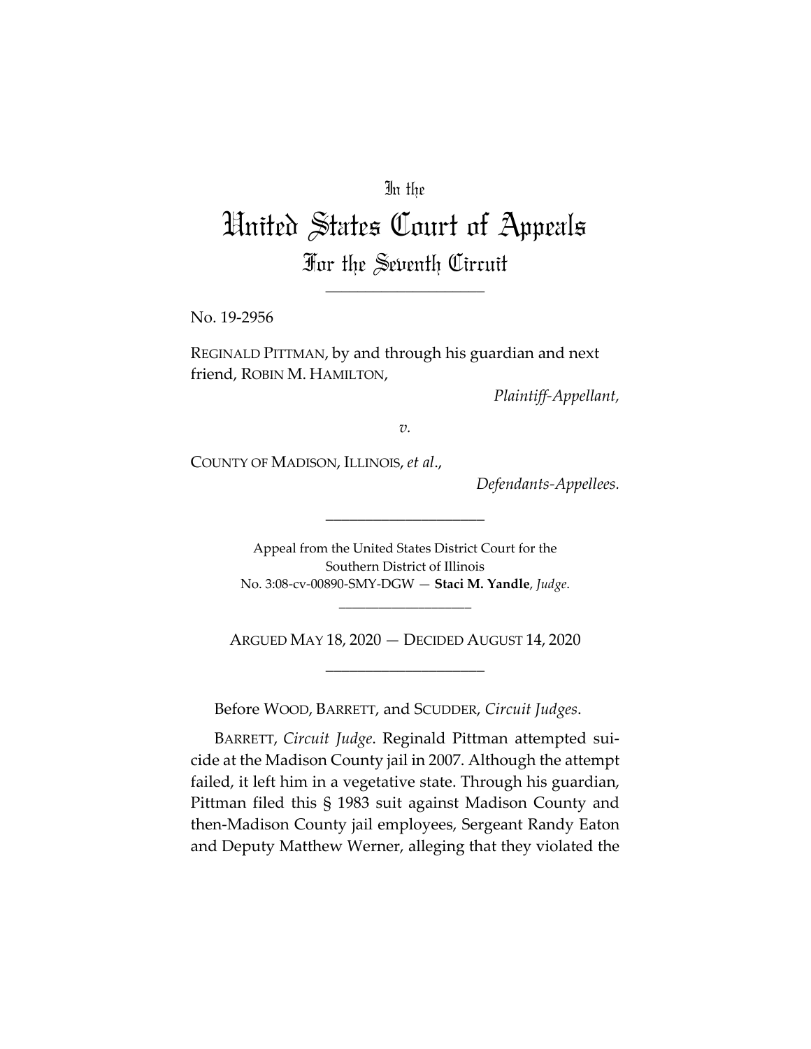In the

# United States Court of Appeals

## For the Seventh Circuit

---

No. 19-2956

REGINALD PITTMAN, by and through his guardian and next friend, ROBIN M. HAMILTON,

*Plaintiff-Appellant,*

*v.*

COUNTY OF MADISON, ILLINOIS, *et al.*,

*Defendants-Appellees.*

---

Appeal from the United States District Court for the Southern District of Illinois
No. 3:08-cv-00890-SMY-DGW — **Staci M. Yandle**, *Judge*.

---

ARGUED MAY 18, 2020 — DECIDED AUGUST 14, 2020

---

Before WOOD, BARRETT, and SCUDDER, *Circuit Judges*.

BARRETT, *Circuit Judge*. Reginald Pittman attempted suicide at the Madison County jail in 2007. Although the attempt failed, it left him in a vegetative state. Through his guardian, Pittman filed this § 1983 suit against Madison County and then-Madison County jail employees, Sergeant Randy Eaton and Deputy Matthew Werner, alleging that they violated the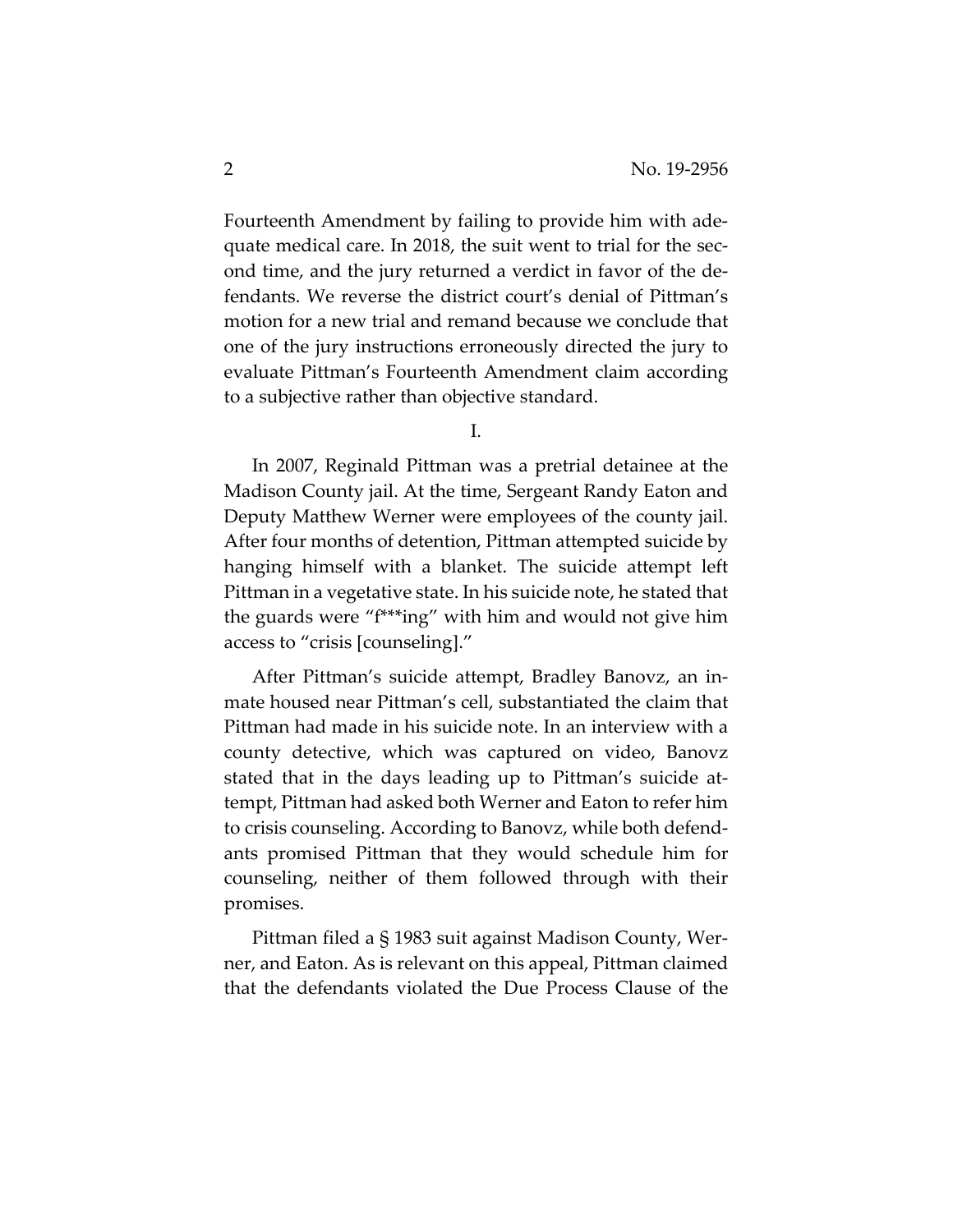Fourteenth Amendment by failing to provide him with adequate medical care. In 2018, the suit went to trial for the second time, and the jury returned a verdict in favor of the defendants. We reverse the district court's denial of Pittman's motion for a new trial and remand because we conclude that one of the jury instructions erroneously directed the jury to evaluate Pittman's Fourteenth Amendment claim according to a subjective rather than objective standard.

I.

In 2007, Reginald Pittman was a pretrial detainee at the Madison County jail. At the time, Sergeant Randy Eaton and Deputy Matthew Werner were employees of the county jail. After four months of detention, Pittman attempted suicide by hanging himself with a blanket. The suicide attempt left Pittman in a vegetative state. In his suicide note, he stated that the guards were "f***ing" with him and would not give him access to "crisis [counseling]."

After Pittman's suicide attempt, Bradley Banovz, an inmate housed near Pittman's cell, substantiated the claim that Pittman had made in his suicide note. In an interview with a county detective, which was captured on video, Banovz stated that in the days leading up to Pittman's suicide attempt, Pittman had asked both Werner and Eaton to refer him to crisis counseling. According to Banovz, while both defendants promised Pittman that they would schedule him for counseling, neither of them followed through with their promises.

Pittman filed a § 1983 suit against Madison County, Werner, and Eaton. As is relevant on this appeal, Pittman claimed that the defendants violated the Due Process Clause of the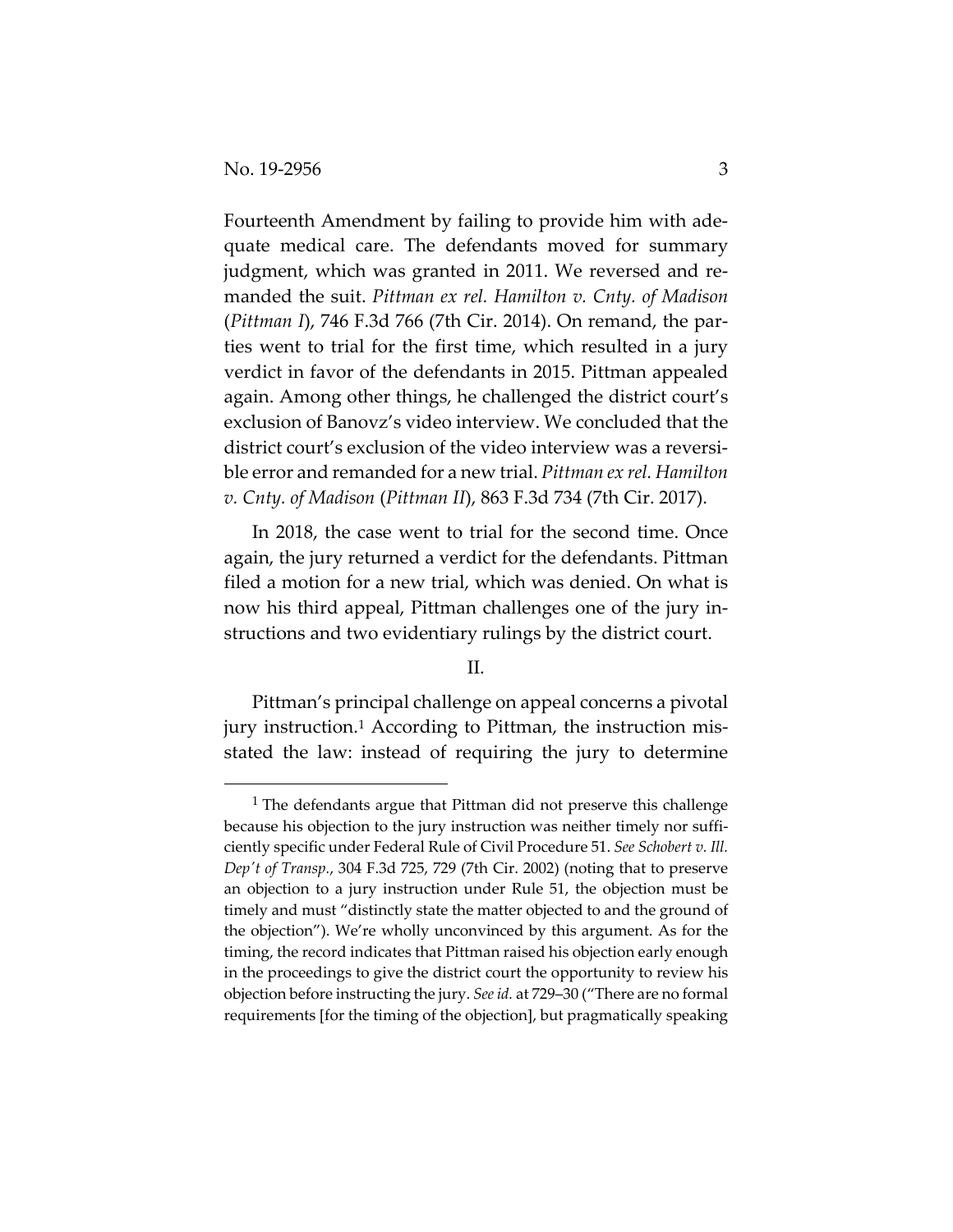Fourteenth Amendment by failing to provide him with adequate medical care. The defendants moved for summary judgment, which was granted in 2011. We reversed and remanded the suit. *Pittman ex rel. Hamilton v. Cnty. of Madison* (*Pittman I*), 746 F.3d 766 (7th Cir. 2014). On remand, the parties went to trial for the first time, which resulted in a jury verdict in favor of the defendants in 2015. Pittman appealed again. Among other things, he challenged the district court's exclusion of Banovz's video interview. We concluded that the district court's exclusion of the video interview was a reversible error and remanded for a new trial. *Pittman ex rel. Hamilton v. Cnty. of Madison* (*Pittman II*), 863 F.3d 734 (7th Cir. 2017).

In 2018, the case went to trial for the second time. Once again, the jury returned a verdict for the defendants. Pittman filed a motion for a new trial, which was denied. On what is now his third appeal, Pittman challenges one of the jury instructions and two evidentiary rulings by the district court.

## II.

Pittman's principal challenge on appeal concerns a pivotal jury instruction.[1] According to Pittman, the instruction misstated the law: instead of requiring the jury to determine

[1] The defendants argue that Pittman did not preserve this challenge because his objection to the jury instruction was neither timely nor sufficiently specific under Federal Rule of Civil Procedure 51. *See Schobert v. Ill. Dep't of Transp.*, 304 F.3d 725, 729 (7th Cir. 2002) (noting that to preserve an objection to a jury instruction under Rule 51, the objection must be timely and must "distinctly state the matter objected to and the ground of the objection"). We're wholly unconvinced by this argument. As for the timing, the record indicates that Pittman raised his objection early enough in the proceedings to give the district court the opportunity to review his objection before instructing the jury. *See id.* at 729–30 ("There are no formal requirements [for the timing of the objection], but pragmatically speaking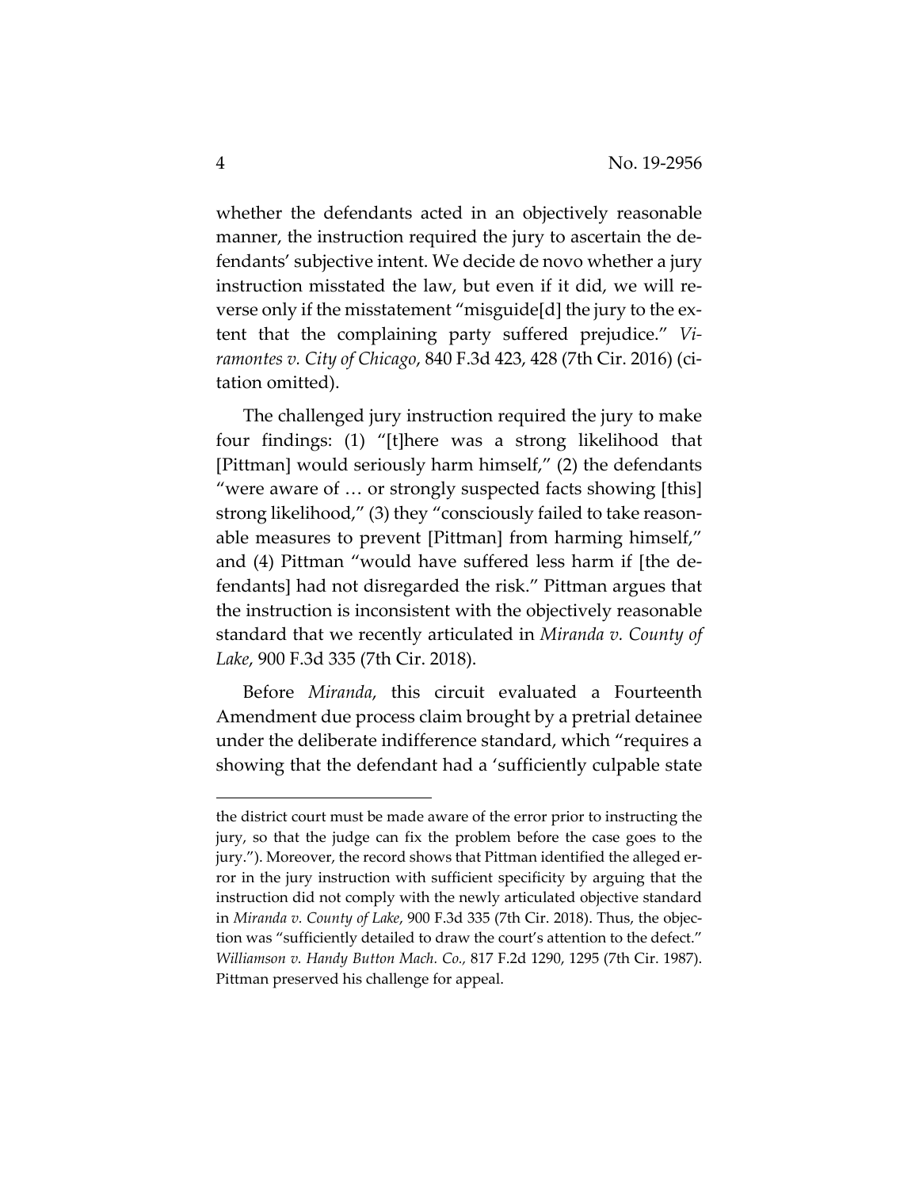whether the defendants acted in an objectively reasonable manner, the instruction required the jury to ascertain the defendants' subjective intent. We decide de novo whether a jury instruction misstated the law, but even if it did, we will reverse only if the misstatement "misguide[d] the jury to the extent that the complaining party suffered prejudice." *Viramontes v. City of Chicago*, 840 F.3d 423, 428 (7th Cir. 2016) (citation omitted).

The challenged jury instruction required the jury to make four findings: (1) "[t]here was a strong likelihood that [Pittman] would seriously harm himself," (2) the defendants "were aware of … or strongly suspected facts showing [this] strong likelihood," (3) they "consciously failed to take reasonable measures to prevent [Pittman] from harming himself," and (4) Pittman "would have suffered less harm if [the defendants] had not disregarded the risk." Pittman argues that the instruction is inconsistent with the objectively reasonable standard that we recently articulated in *Miranda v. County of Lake*, 900 F.3d 335 (7th Cir. 2018).

Before *Miranda*, this circuit evaluated a Fourteenth Amendment due process claim brought by a pretrial detainee under the deliberate indifference standard, which "requires a showing that the defendant had a 'sufficiently culpable state

---

the district court must be made aware of the error prior to instructing the jury, so that the judge can fix the problem before the case goes to the jury."). Moreover, the record shows that Pittman identified the alleged error in the jury instruction with sufficient specificity by arguing that the instruction did not comply with the newly articulated objective standard in *Miranda v. County of Lake*, 900 F.3d 335 (7th Cir. 2018). Thus, the objection was "sufficiently detailed to draw the court's attention to the defect." *Williamson v. Handy Button Mach. Co.,* 817 F.2d 1290, 1295 (7th Cir. 1987). Pittman preserved his challenge for appeal.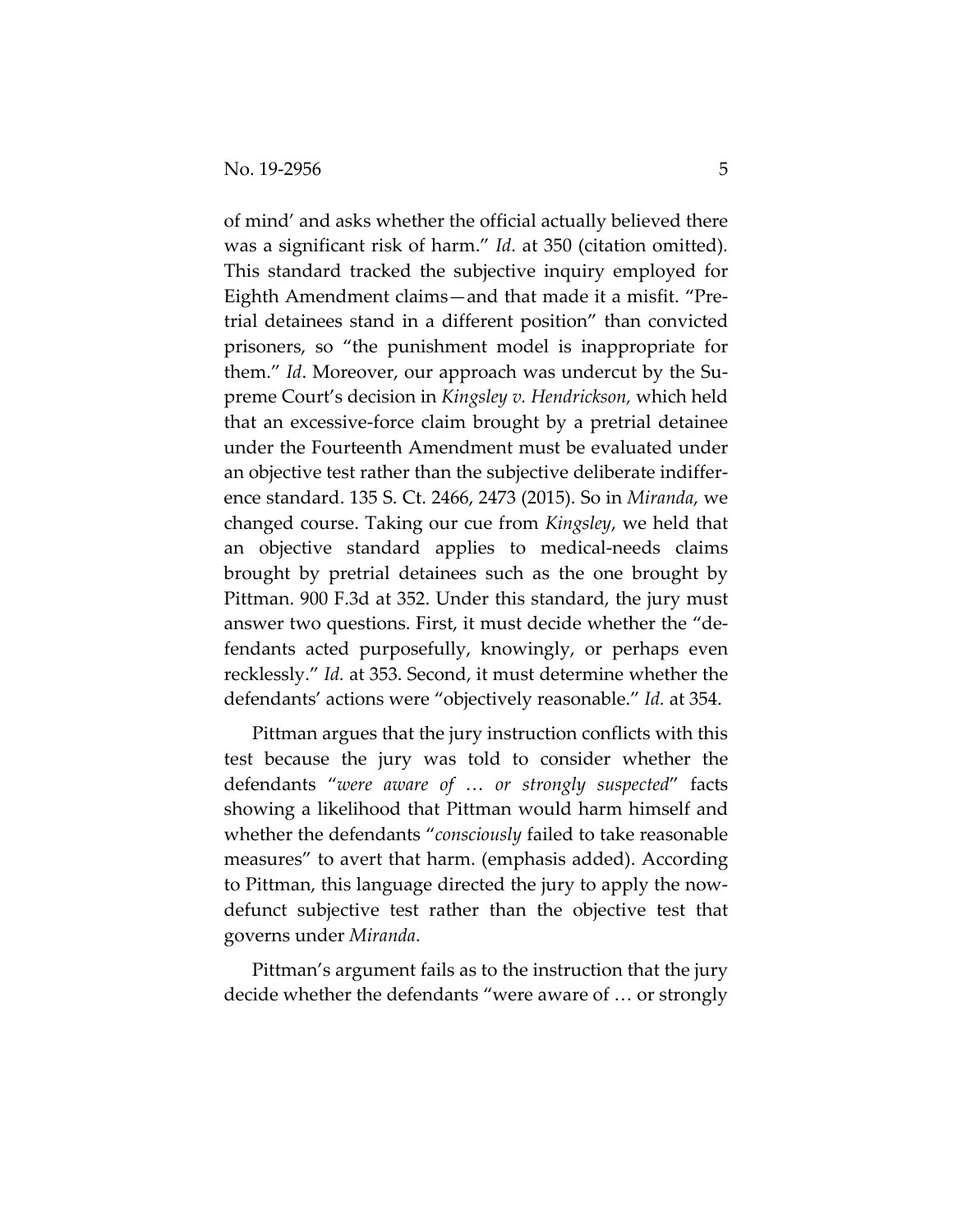of mind' and asks whether the official actually believed there was a significant risk of harm." *Id*. at 350 (citation omitted). This standard tracked the subjective inquiry employed for Eighth Amendment claims—and that made it a misfit. "Pretrial detainees stand in a different position" than convicted prisoners, so "the punishment model is inappropriate for them." *Id*. Moreover, our approach was undercut by the Supreme Court's decision in *Kingsley v. Hendrickson,* which held that an excessive-force claim brought by a pretrial detainee under the Fourteenth Amendment must be evaluated under an objective test rather than the subjective deliberate indifference standard. 135 S. Ct. 2466, 2473 (2015). So in *Miranda*, we changed course. Taking our cue from *Kingsley*, we held that an objective standard applies to medical-needs claims brought by pretrial detainees such as the one brought by Pittman. 900 F.3d at 352. Under this standard, the jury must answer two questions. First, it must decide whether the "defendants acted purposefully, knowingly, or perhaps even recklessly." *Id.* at 353. Second, it must determine whether the defendants' actions were "objectively reasonable." *Id.* at 354.

Pittman argues that the jury instruction conflicts with this test because the jury was told to consider whether the defendants "*were aware of* … *or strongly suspected*" facts showing a likelihood that Pittman would harm himself and whether the defendants "*consciously* failed to take reasonable measures" to avert that harm. (emphasis added). According to Pittman, this language directed the jury to apply the now-defunct subjective test rather than the objective test that governs under *Miranda*.

Pittman's argument fails as to the instruction that the jury decide whether the defendants "were aware of … or strongly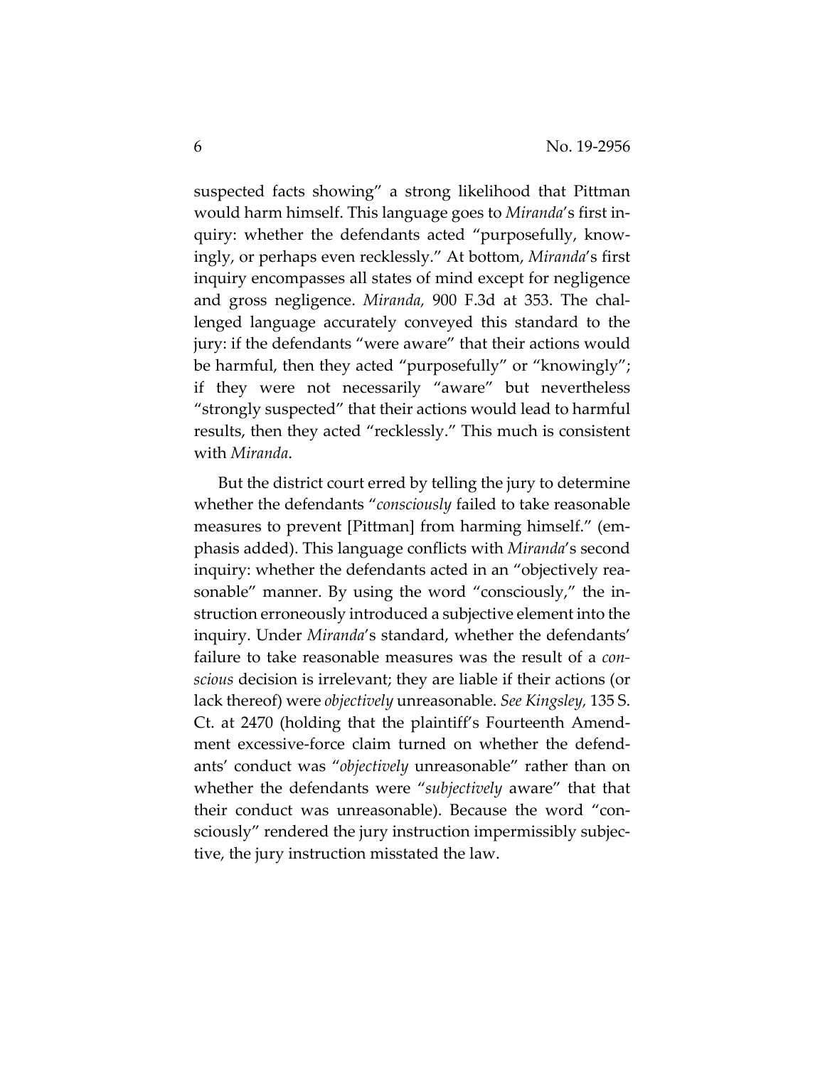suspected facts showing" a strong likelihood that Pittman would harm himself. This language goes to *Miranda*'s first inquiry: whether the defendants acted "purposefully, knowingly, or perhaps even recklessly." At bottom, *Miranda*'s first inquiry encompasses all states of mind except for negligence and gross negligence. *Miranda,* 900 F.3d at 353. The challenged language accurately conveyed this standard to the jury: if the defendants "were aware" that their actions would be harmful, then they acted "purposefully" or "knowingly"; if they were not necessarily "aware" but nevertheless "strongly suspected" that their actions would lead to harmful results, then they acted "recklessly." This much is consistent with *Miranda*.

But the district court erred by telling the jury to determine whether the defendants "*consciously* failed to take reasonable measures to prevent [Pittman] from harming himself." (emphasis added). This language conflicts with *Miranda*'s second inquiry: whether the defendants acted in an "objectively reasonable" manner. By using the word "consciously," the instruction erroneously introduced a subjective element into the inquiry. Under *Miranda*'s standard, whether the defendants' failure to take reasonable measures was the result of a *conscious* decision is irrelevant; they are liable if their actions (or lack thereof) were *objectively* unreasonable. *See Kingsley,* 135 S. Ct. at 2470 (holding that the plaintiff's Fourteenth Amendment excessive-force claim turned on whether the defendants' conduct was "*objectively* unreasonable" rather than on whether the defendants were "*subjectively* aware" that that their conduct was unreasonable). Because the word "consciously" rendered the jury instruction impermissibly subjective, the jury instruction misstated the law.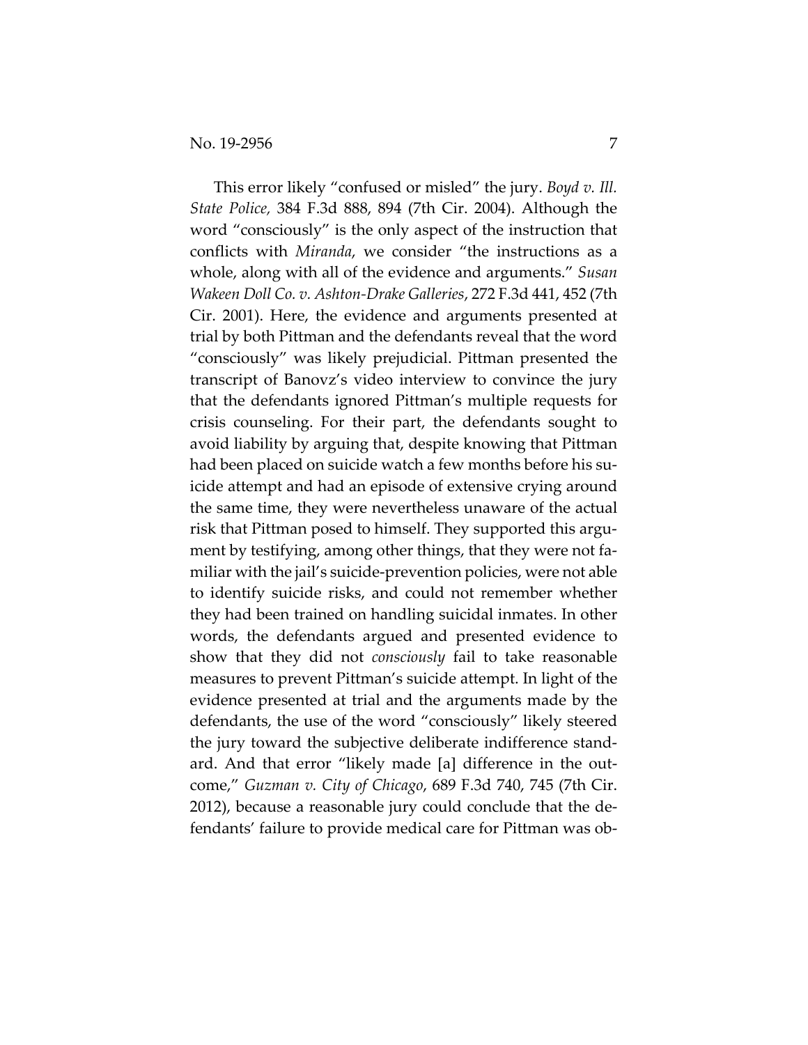This error likely "confused or misled" the jury. *Boyd v. Ill. State Police*, 384 F.3d 888, 894 (7th Cir. 2004). Although the word "consciously" is the only aspect of the instruction that conflicts with *Miranda*, we consider "the instructions as a whole, along with all of the evidence and arguments." *Susan Wakeen Doll Co. v. Ashton-Drake Galleries*, 272 F.3d 441, 452 (7th Cir. 2001). Here, the evidence and arguments presented at trial by both Pittman and the defendants reveal that the word "consciously" was likely prejudicial. Pittman presented the transcript of Banovz's video interview to convince the jury that the defendants ignored Pittman's multiple requests for crisis counseling. For their part, the defendants sought to avoid liability by arguing that, despite knowing that Pittman had been placed on suicide watch a few months before his suicide attempt and had an episode of extensive crying around the same time, they were nevertheless unaware of the actual risk that Pittman posed to himself. They supported this argument by testifying, among other things, that they were not familiar with the jail's suicide-prevention policies, were not able to identify suicide risks, and could not remember whether they had been trained on handling suicidal inmates. In other words, the defendants argued and presented evidence to show that they did not *consciously* fail to take reasonable measures to prevent Pittman's suicide attempt. In light of the evidence presented at trial and the arguments made by the defendants, the use of the word "consciously" likely steered the jury toward the subjective deliberate indifference standard. And that error "likely made [a] difference in the outcome," *Guzman v. City of Chicago*, 689 F.3d 740, 745 (7th Cir. 2012), because a reasonable jury could conclude that the defendants' failure to provide medical care for Pittman was ob-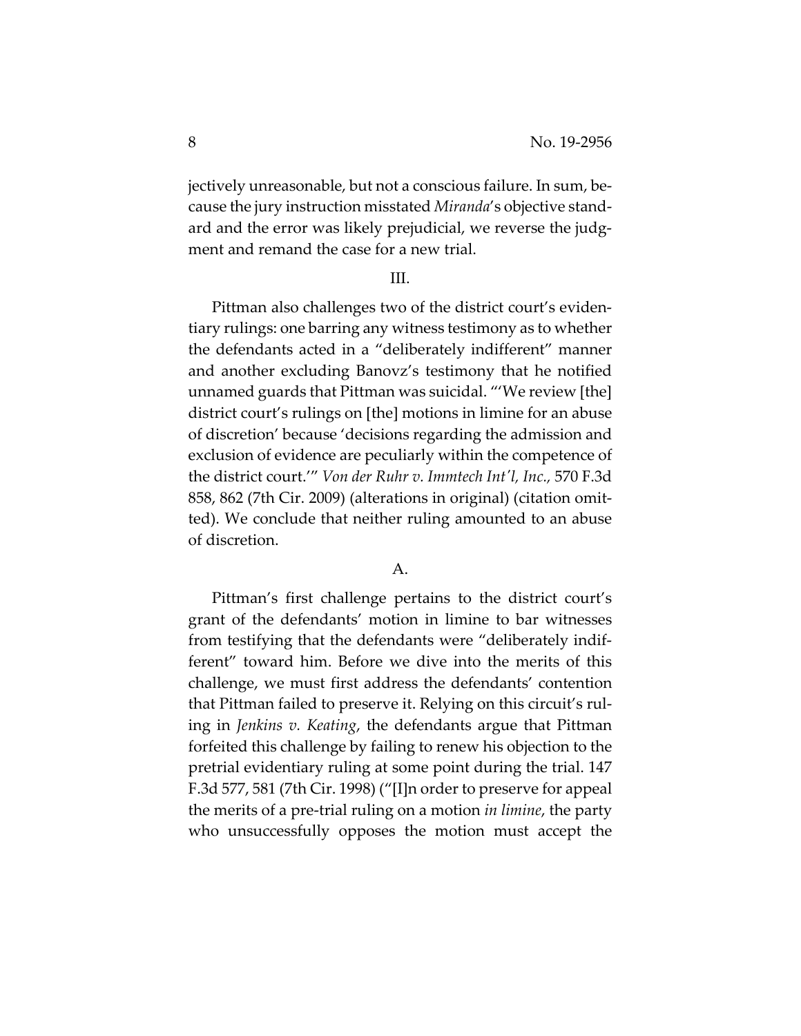jectively unreasonable, but not a conscious failure. In sum, because the jury instruction misstated *Miranda*'s objective standard and the error was likely prejudicial, we reverse the judgment and remand the case for a new trial.

## III.

Pittman also challenges two of the district court's evidentiary rulings: one barring any witness testimony as to whether the defendants acted in a "deliberately indifferent" manner and another excluding Banovz's testimony that he notified unnamed guards that Pittman was suicidal. "'We review [the] district court's rulings on [the] motions in limine for an abuse of discretion' because 'decisions regarding the admission and exclusion of evidence are peculiarly within the competence of the district court.'" *Von der Ruhr v. Immtech Int'l, Inc.,* 570 F.3d 858, 862 (7th Cir. 2009) (alterations in original) (citation omitted). We conclude that neither ruling amounted to an abuse of discretion.

### A.

Pittman's first challenge pertains to the district court's grant of the defendants' motion in limine to bar witnesses from testifying that the defendants were "deliberately indifferent" toward him. Before we dive into the merits of this challenge, we must first address the defendants' contention that Pittman failed to preserve it. Relying on this circuit's ruling in *Jenkins v. Keating*, the defendants argue that Pittman forfeited this challenge by failing to renew his objection to the pretrial evidentiary ruling at some point during the trial. 147 F.3d 577, 581 (7th Cir. 1998) ("[I]n order to preserve for appeal the merits of a pre-trial ruling on a motion *in limine*, the party who unsuccessfully opposes the motion must accept the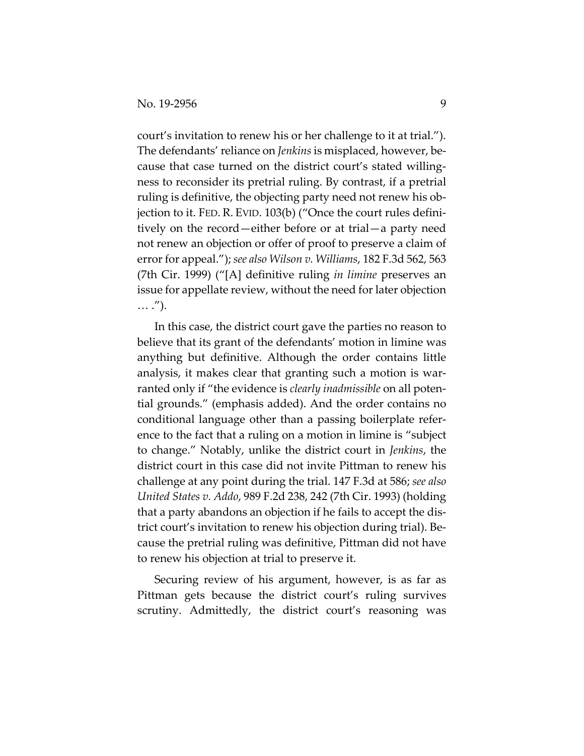court's invitation to renew his or her challenge to it at trial."). The defendants' reliance on *Jenkins* is misplaced, however, because that case turned on the district court's stated willingness to reconsider its pretrial ruling. By contrast, if a pretrial ruling is definitive, the objecting party need not renew his objection to it. FED. R. EVID. 103(b) ("Once the court rules definitively on the record—either before or at trial—a party need not renew an objection or offer of proof to preserve a claim of error for appeal."); *see also Wilson v. Williams*, 182 F.3d 562, 563 (7th Cir. 1999) ("[A] definitive ruling *in limine* preserves an issue for appellate review, without the need for later objection … .").

In this case, the district court gave the parties no reason to believe that its grant of the defendants' motion in limine was anything but definitive. Although the order contains little analysis, it makes clear that granting such a motion is warranted only if "the evidence is *clearly inadmissible* on all potential grounds." (emphasis added). And the order contains no conditional language other than a passing boilerplate reference to the fact that a ruling on a motion in limine is "subject to change." Notably, unlike the district court in *Jenkins*, the district court in this case did not invite Pittman to renew his challenge at any point during the trial. 147 F.3d at 586; *see also United States v. Addo*, 989 F.2d 238, 242 (7th Cir. 1993) (holding that a party abandons an objection if he fails to accept the district court's invitation to renew his objection during trial). Because the pretrial ruling was definitive, Pittman did not have to renew his objection at trial to preserve it.

Securing review of his argument, however, is as far as Pittman gets because the district court's ruling survives scrutiny. Admittedly, the district court's reasoning was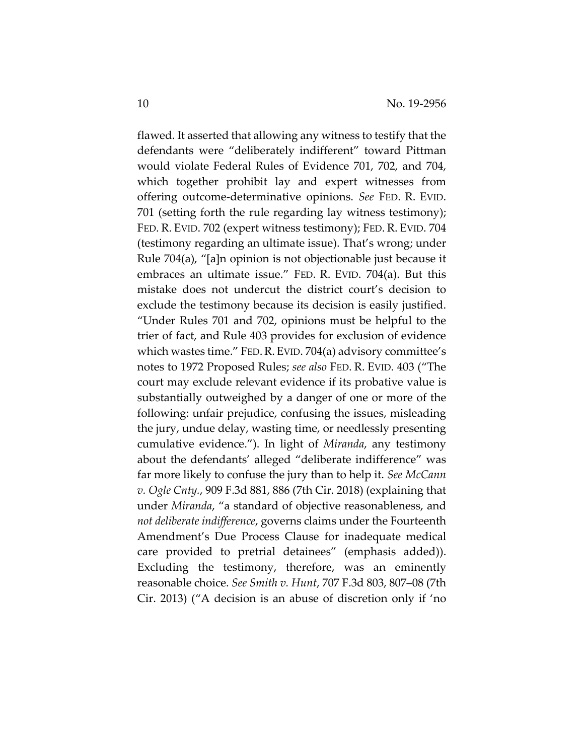flawed. It asserted that allowing any witness to testify that the defendants were "deliberately indifferent" toward Pittman would violate Federal Rules of Evidence 701, 702, and 704, which together prohibit lay and expert witnesses from offering outcome-determinative opinions. *See* FED. R. EVID. 701 (setting forth the rule regarding lay witness testimony); FED. R. EVID. 702 (expert witness testimony); FED. R. EVID. 704 (testimony regarding an ultimate issue). That's wrong; under Rule 704(a), "[a]n opinion is not objectionable just because it embraces an ultimate issue." FED. R. EVID. 704(a). But this mistake does not undercut the district court's decision to exclude the testimony because its decision is easily justified. "Under Rules 701 and 702, opinions must be helpful to the trier of fact, and Rule 403 provides for exclusion of evidence which wastes time." FED. R. EVID. 704(a) advisory committee's notes to 1972 Proposed Rules; *see also* FED. R. EVID. 403 ("The court may exclude relevant evidence if its probative value is substantially outweighed by a danger of one or more of the following: unfair prejudice, confusing the issues, misleading the jury, undue delay, wasting time, or needlessly presenting cumulative evidence."). In light of *Miranda*, any testimony about the defendants' alleged "deliberate indifference" was far more likely to confuse the jury than to help it. *See McCann v. Ogle Cnty.*, 909 F.3d 881, 886 (7th Cir. 2018) (explaining that under *Miranda*, "a standard of objective reasonableness, and *not deliberate indifference*, governs claims under the Fourteenth Amendment's Due Process Clause for inadequate medical care provided to pretrial detainees" (emphasis added)). Excluding the testimony, therefore, was an eminently reasonable choice. *See Smith v. Hunt*, 707 F.3d 803, 807–08 (7th Cir. 2013) ("A decision is an abuse of discretion only if 'no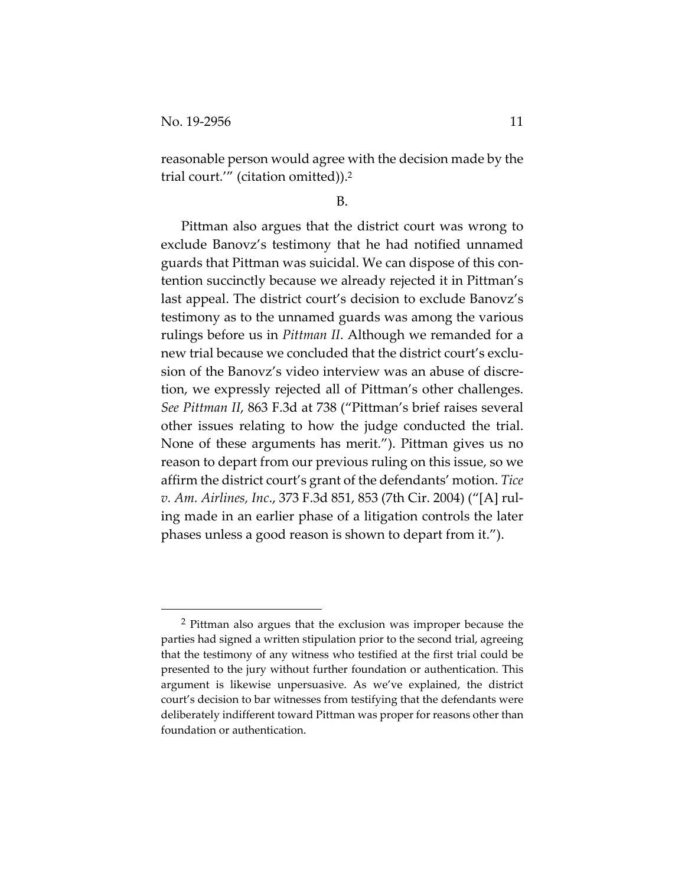reasonable person would agree with the decision made by the trial court.'" (citation omitted)).[2]

B.

Pittman also argues that the district court was wrong to exclude Banovz's testimony that he had notified unnamed guards that Pittman was suicidal. We can dispose of this contention succinctly because we already rejected it in Pittman's last appeal. The district court's decision to exclude Banovz's testimony as to the unnamed guards was among the various rulings before us in *Pittman II*. Although we remanded for a new trial because we concluded that the district court's exclusion of the Banovz's video interview was an abuse of discretion, we expressly rejected all of Pittman's other challenges. *See Pittman II*, 863 F.3d at 738 ("Pittman's brief raises several other issues relating to how the judge conducted the trial. None of these arguments has merit."). Pittman gives us no reason to depart from our previous ruling on this issue, so we affirm the district court's grant of the defendants' motion. *Tice v. Am. Airlines, Inc.*, 373 F.3d 851, 853 (7th Cir. 2004) ("[A] ruling made in an earlier phase of a litigation controls the later phases unless a good reason is shown to depart from it.").

---

[2] Pittman also argues that the exclusion was improper because the parties had signed a written stipulation prior to the second trial, agreeing that the testimony of any witness who testified at the first trial could be presented to the jury without further foundation or authentication. This argument is likewise unpersuasive. As we've explained, the district court's decision to bar witnesses from testifying that the defendants were deliberately indifferent toward Pittman was proper for reasons other than foundation or authentication.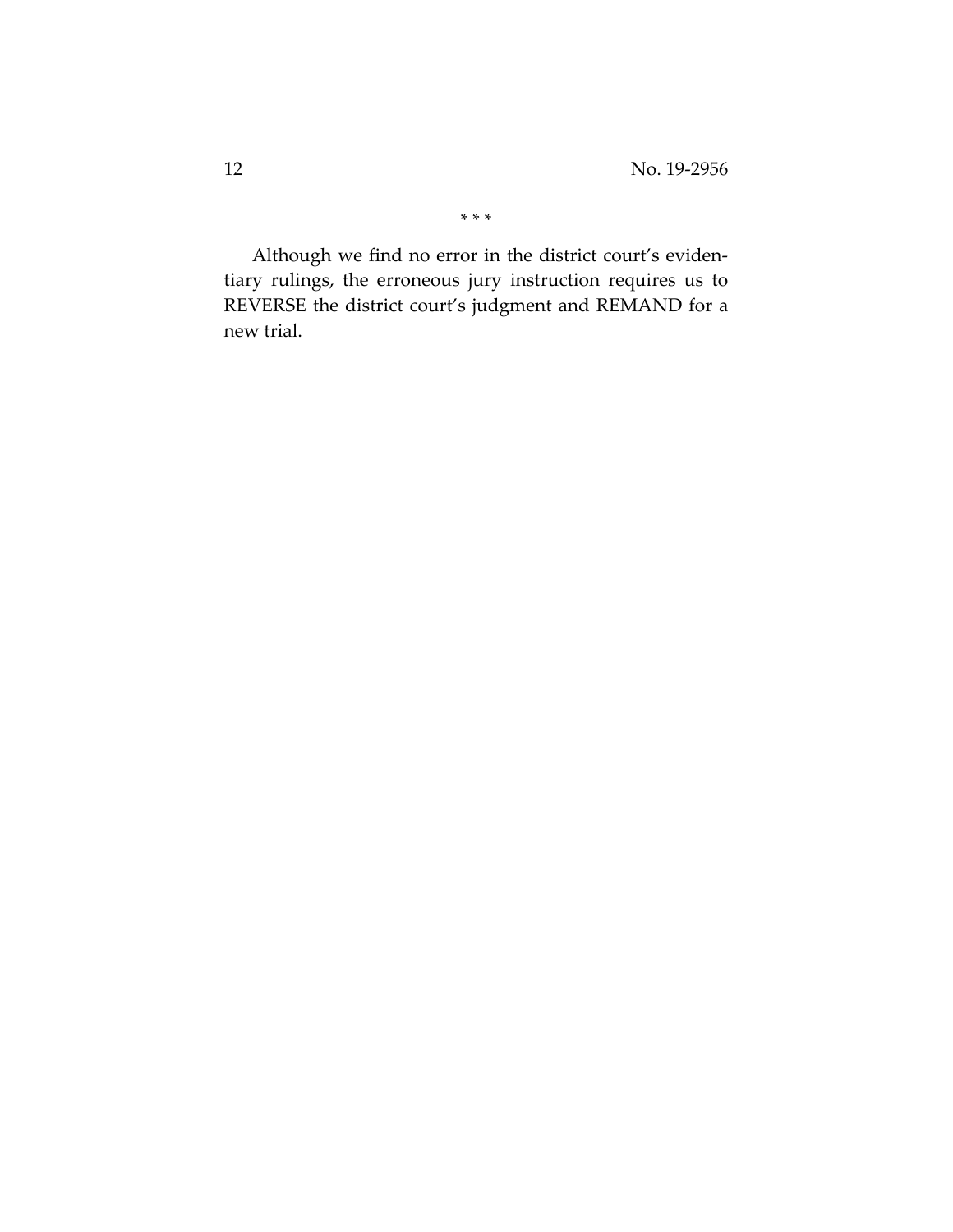\* \* \*

Although we find no error in the district court's evidentiary rulings, the erroneous jury instruction requires us to REVERSE the district court's judgment and REMAND for a new trial.